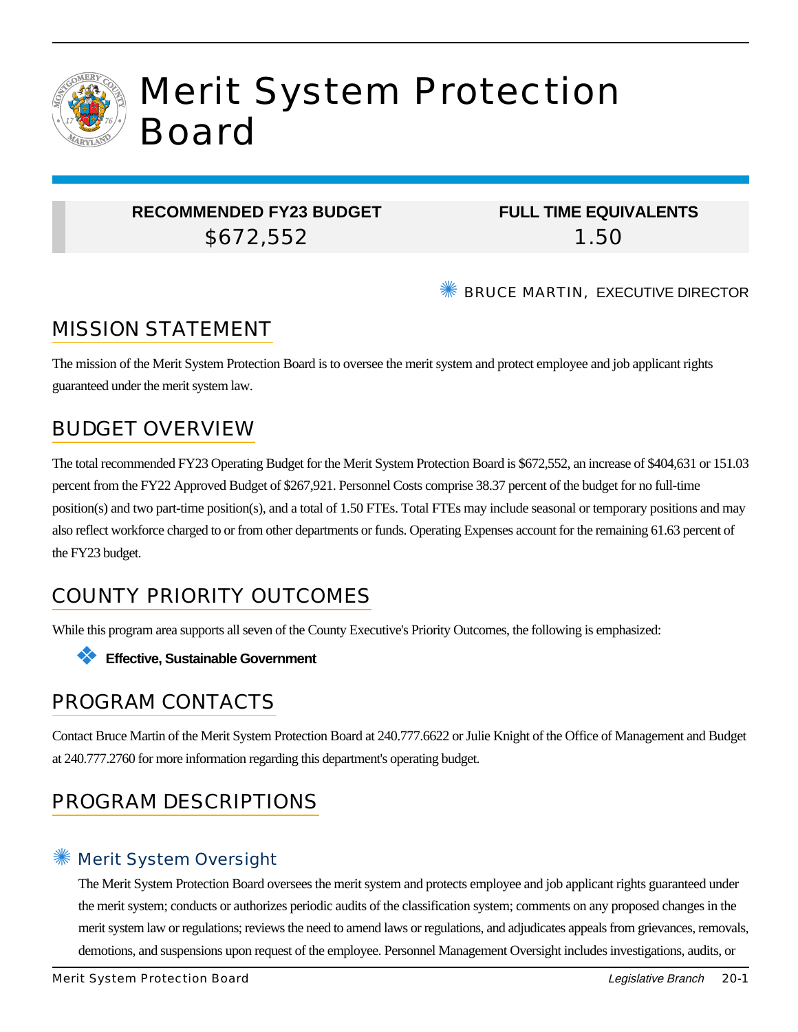# Merit System Protection Board

| RECOMMENDED FY23 BUDGET | FULL TIME EQUIVALENTS |
|---|---|
| $672,552 | 1.50 |

BRUCE MARTIN, EXECUTIVE DIRECTOR

## MISSION STATEMENT

The mission of the Merit System Protection Board is to oversee the merit system and protect employee and job applicant rights guaranteed under the merit system law.

## BUDGET OVERVIEW

The total recommended FY23 Operating Budget for the Merit System Protection Board is $672,552, an increase of $404,631 or 151.03 percent from the FY22 Approved Budget of $267,921. Personnel Costs comprise 38.37 percent of the budget for no full-time position(s) and two part-time position(s), and a total of 1.50 FTEs. Total FTEs may include seasonal or temporary positions and may also reflect workforce charged to or from other departments or funds. Operating Expenses account for the remaining 61.63 percent of the FY23 budget.

## COUNTY PRIORITY OUTCOMES

While this program area supports all seven of the County Executive's Priority Outcomes, the following is emphasized:

- **Effective, Sustainable Government**

## PROGRAM CONTACTS

Contact Bruce Martin of the Merit System Protection Board at 240.777.6622 or Julie Knight of the Office of Management and Budget at 240.777.2760 for more information regarding this department's operating budget.

## PROGRAM DESCRIPTIONS

### Merit System Oversight

The Merit System Protection Board oversees the merit system and protects employee and job applicant rights guaranteed under the merit system; conducts or authorizes periodic audits of the classification system; comments on any proposed changes in the merit system law or regulations; reviews the need to amend laws or regulations, and adjudicates appeals from grievances, removals, demotions, and suspensions upon request of the employee. Personnel Management Oversight includes investigations, audits, or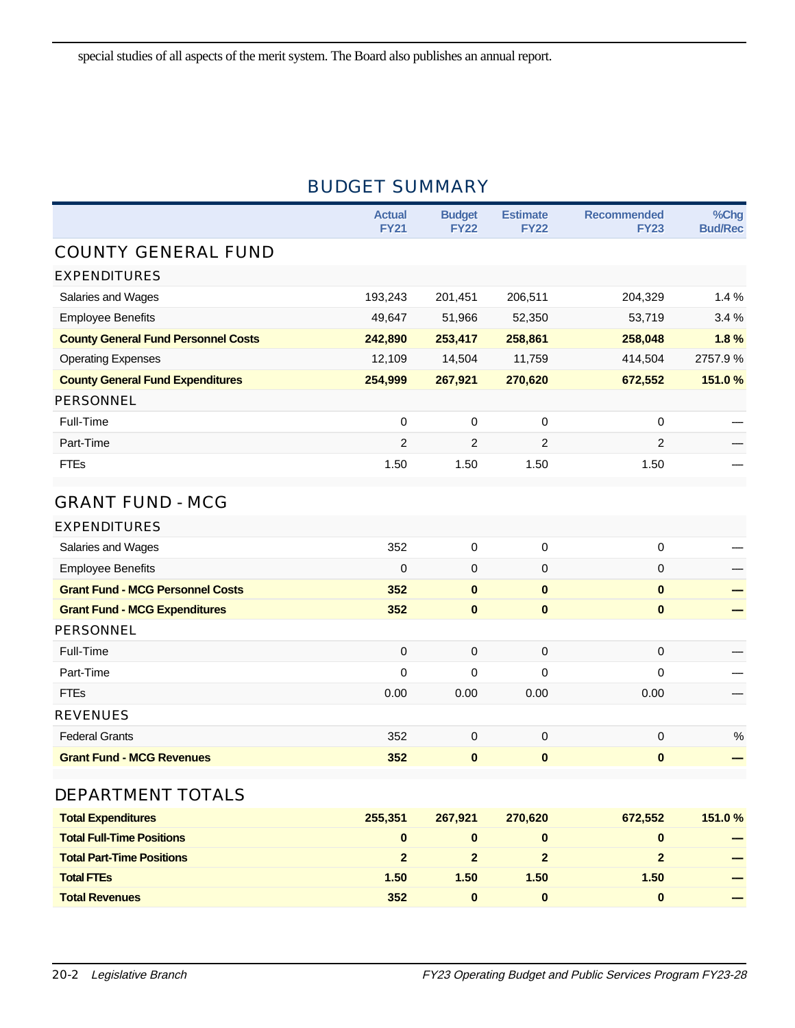special studies of all aspects of the merit system. The Board also publishes an annual report.

## BUDGET SUMMARY

| | Actual FY21 | Budget FY22 | Estimate FY22 | Recommended FY23 | %Chg Bud/Rec |
|---|---|---|---|---|---|
| **COUNTY GENERAL FUND** | | | | | |
| **EXPENDITURES** | | | | | |
| Salaries and Wages | 193,243 | 201,451 | 206,511 | 204,329 | 1.4 % |
| Employee Benefits | 49,647 | 51,966 | 52,350 | 53,719 | 3.4 % |
| **County General Fund Personnel Costs** | **242,890** | **253,417** | **258,861** | **258,048** | **1.8 %** |
| Operating Expenses | 12,109 | 14,504 | 11,759 | 414,504 | 2757.9 % |
| **County General Fund Expenditures** | **254,999** | **267,921** | **270,620** | **672,552** | **151.0 %** |
| **PERSONNEL** | | | | | |
| Full-Time | 0 | 0 | 0 | 0 | — |
| Part-Time | 2 | 2 | 2 | 2 | — |
| FTEs | 1.50 | 1.50 | 1.50 | 1.50 | — |
| **GRANT FUND - MCG** | | | | | |
| **EXPENDITURES** | | | | | |
| Salaries and Wages | 352 | 0 | 0 | 0 | — |
| Employee Benefits | 0 | 0 | 0 | 0 | — |
| **Grant Fund - MCG Personnel Costs** | **352** | **0** | **0** | **0** | **—** |
| **Grant Fund - MCG Expenditures** | **352** | **0** | **0** | **0** | **—** |
| **PERSONNEL** | | | | | |
| Full-Time | 0 | 0 | 0 | 0 | — |
| Part-Time | 0 | 0 | 0 | 0 | — |
| FTEs | 0.00 | 0.00 | 0.00 | 0.00 | — |
| **REVENUES** | | | | | |
| Federal Grants | 352 | 0 | 0 | 0 | % |
| **Grant Fund - MCG Revenues** | **352** | **0** | **0** | **0** | **—** |
| **DEPARTMENT TOTALS** | | | | | |
| **Total Expenditures** | **255,351** | **267,921** | **270,620** | **672,552** | **151.0 %** |
| **Total Full-Time Positions** | **0** | **0** | **0** | **0** | **—** |
| **Total Part-Time Positions** | **2** | **2** | **2** | **2** | **—** |
| **Total FTEs** | **1.50** | **1.50** | **1.50** | **1.50** | **—** |
| **Total Revenues** | **352** | **0** | **0** | **0** | **—** |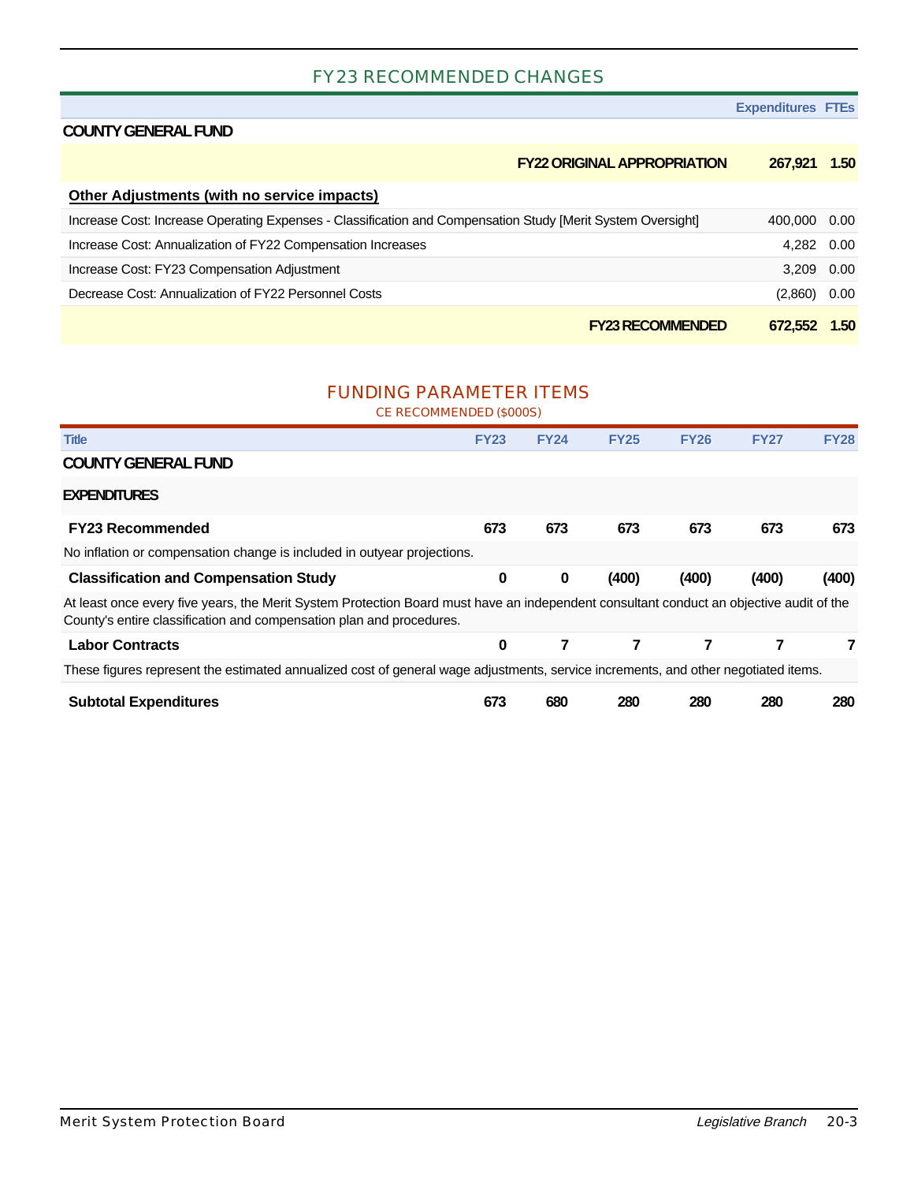## FY23 RECOMMENDED CHANGES

| | Expenditures | FTEs |
|---|---|---|
| **COUNTY GENERAL FUND** | | |
| **FY22 ORIGINAL APPROPRIATION** | **267,921** | **1.50** |
| **Other Adjustments (with no service impacts)** | | |
| Increase Cost: Increase Operating Expenses - Classification and Compensation Study [Merit System Oversight] | 400,000 | 0.00 |
| Increase Cost: Annualization of FY22 Compensation Increases | 4,282 | 0.00 |
| Increase Cost: FY23 Compensation Adjustment | 3,209 | 0.00 |
| Decrease Cost: Annualization of FY22 Personnel Costs | (2,860) | 0.00 |
| **FY23 RECOMMENDED** | **672,552** | **1.50** |

## FUNDING PARAMETER ITEMS

CE RECOMMENDED ($000S)

| Title | FY23 | FY24 | FY25 | FY26 | FY27 | FY28 |
|---|---|---|---|---|---|---|
| **COUNTY GENERAL FUND** | | | | | | |
| **EXPENDITURES** | | | | | | |
| **FY23 Recommended** | **673** | **673** | **673** | **673** | **673** | **673** |
| No inflation or compensation change is included in outyear projections. | | | | | | |
| **Classification and Compensation Study** | **0** | **0** | **(400)** | **(400)** | **(400)** | **(400)** |
| At least once every five years, the Merit System Protection Board must have an independent consultant conduct an objective audit of the County's entire classification and compensation plan and procedures. | | | | | | |
| **Labor Contracts** | **0** | **7** | **7** | **7** | **7** | **7** |
| These figures represent the estimated annualized cost of general wage adjustments, service increments, and other negotiated items. | | | | | | |
| **Subtotal Expenditures** | **673** | **680** | **280** | **280** | **280** | **280** |